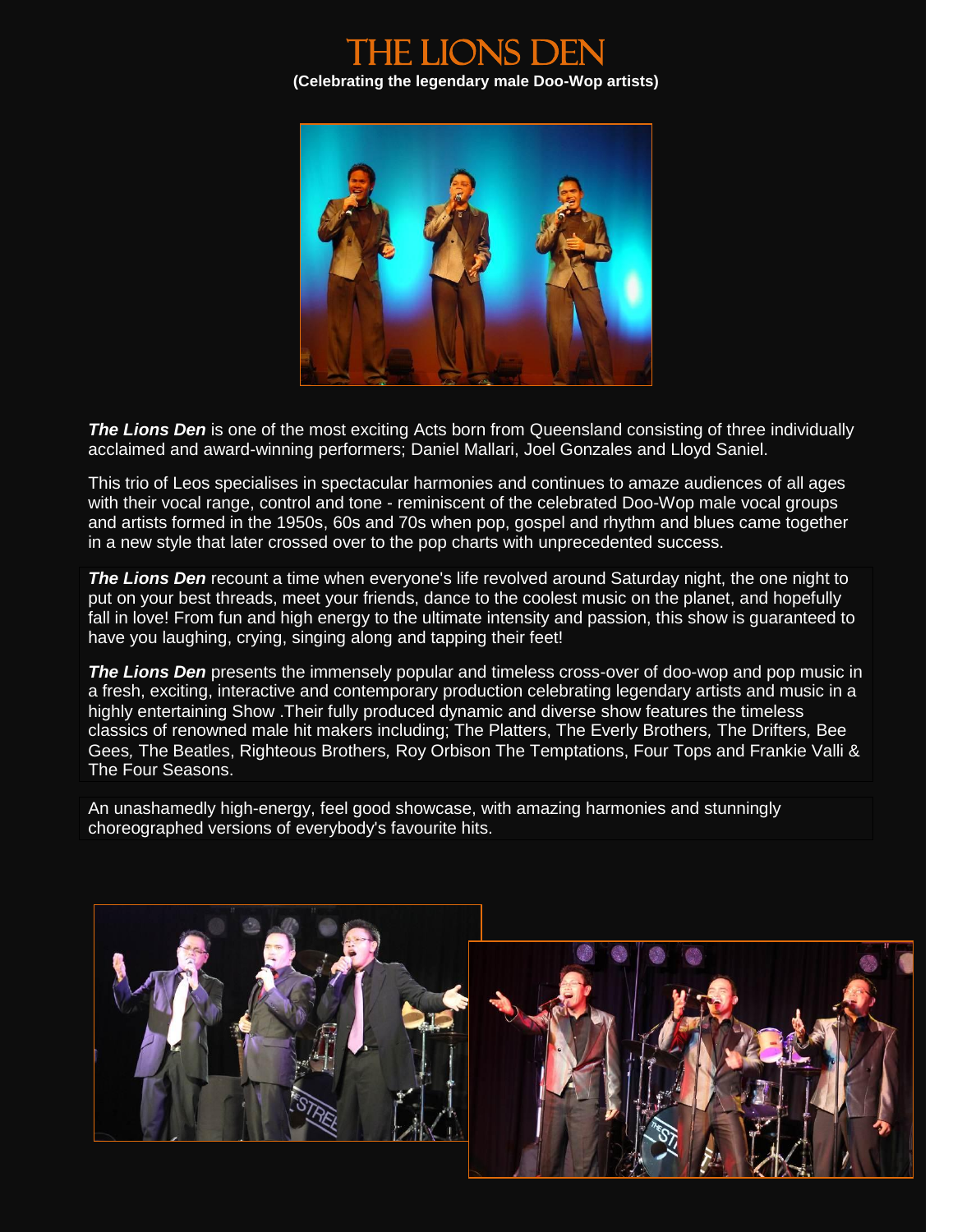# THE LIONS DEN

**(Celebrating the legendary male Doo-Wop artists)**

***The Lions Den*** is one of the most exciting Acts born from Queensland consisting of three individually acclaimed and award-winning performers; Daniel Mallari, Joel Gonzales and Lloyd Saniel.

This trio of Leos specialises in spectacular harmonies and continues to amaze audiences of all ages with their vocal range, control and tone - reminiscent of the celebrated Doo-Wop male vocal groups and artists formed in the 1950s, 60s and 70s when pop, gospel and rhythm and blues came together in a new style that later crossed over to the pop charts with unprecedented success.

***The Lions Den*** recount a time when everyone's life revolved around Saturday night, the one night to put on your best threads, meet your friends, dance to the coolest music on the planet, and hopefully fall in love! From fun and high energy to the ultimate intensity and passion, this show is guaranteed to have you laughing, crying, singing along and tapping their feet!

***The Lions Den*** presents the immensely popular and timeless cross-over of doo-wop and pop music in a fresh, exciting, interactive and contemporary production celebrating legendary artists and music in a highly entertaining Show .Their fully produced dynamic and diverse show features the timeless classics of renowned male hit makers including; The Platters, The Everly Brothers, The Drifters, Bee Gees, The Beatles, Righteous Brothers, Roy Orbison The Temptations, Four Tops and Frankie Valli & The Four Seasons.

An unashamedly high-energy, feel good showcase, with amazing harmonies and stunningly choreographed versions of everybody's favourite hits.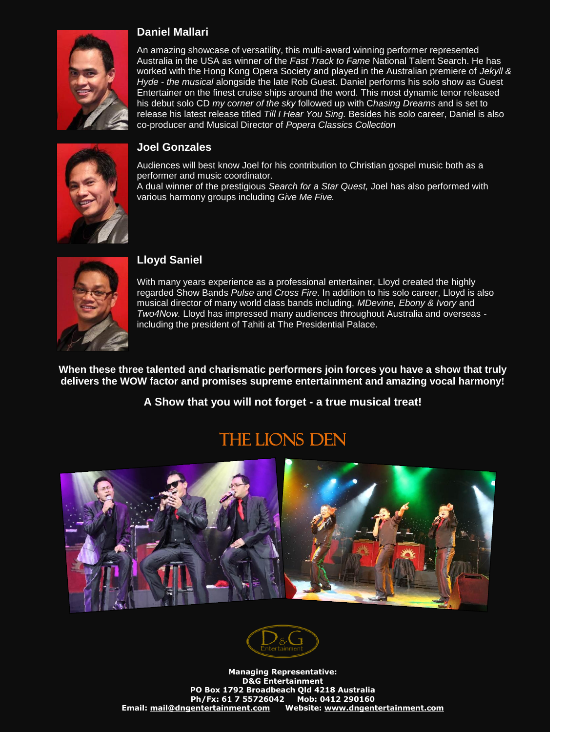## Daniel Mallari

An amazing showcase of versatility, this multi-award winning performer represented Australia in the USA as winner of the *Fast Track to Fame* National Talent Search. He has worked with the Hong Kong Opera Society and played in the Australian premiere of *Jekyll & Hyde - the musical* alongside the late Rob Guest. Daniel performs his solo show as Guest Entertainer on the finest cruise ships around the word. This most dynamic tenor released his debut solo CD *my corner of the sky* followed up with C*hasing Dreams* and is set to release his latest release titled *Till I Hear You Sing.* Besides his solo career, Daniel is also co-producer and Musical Director of *Popera Classics Collection*

## Joel Gonzales

Audiences will best know Joel for his contribution to Christian gospel music both as a performer and music coordinator.
A dual winner of the prestigious *Search for a Star Quest,* Joel has also performed with various harmony groups including *Give Me Five.*

## Lloyd Saniel

With many years experience as a professional entertainer, Lloyd created the highly regarded Show Bands *Pulse* and *Cross Fire*. In addition to his solo career, Lloyd is also musical director of many world class bands including, *MDevine, Ebony & Ivory* and *Two4Now.* Lloyd has impressed many audiences throughout Australia and overseas - including the president of Tahiti at The Presidential Palace.

**When these three talented and charismatic performers join forces you have a show that truly delivers the WOW factor and promises supreme entertainment and amazing vocal harmony!**

**A Show that you will not forget - a true musical treat!**

# THE LIONS DEN

**Managing Representative:**
**D&G Entertainment**
**PO Box 1792 Broadbeach Qld 4218 Australia**
**Ph/Fx: 61 7 55726042 Mob: 0412 290160**
**Email: mail@dngentertainment.com Website: www.dngentertainment.com**